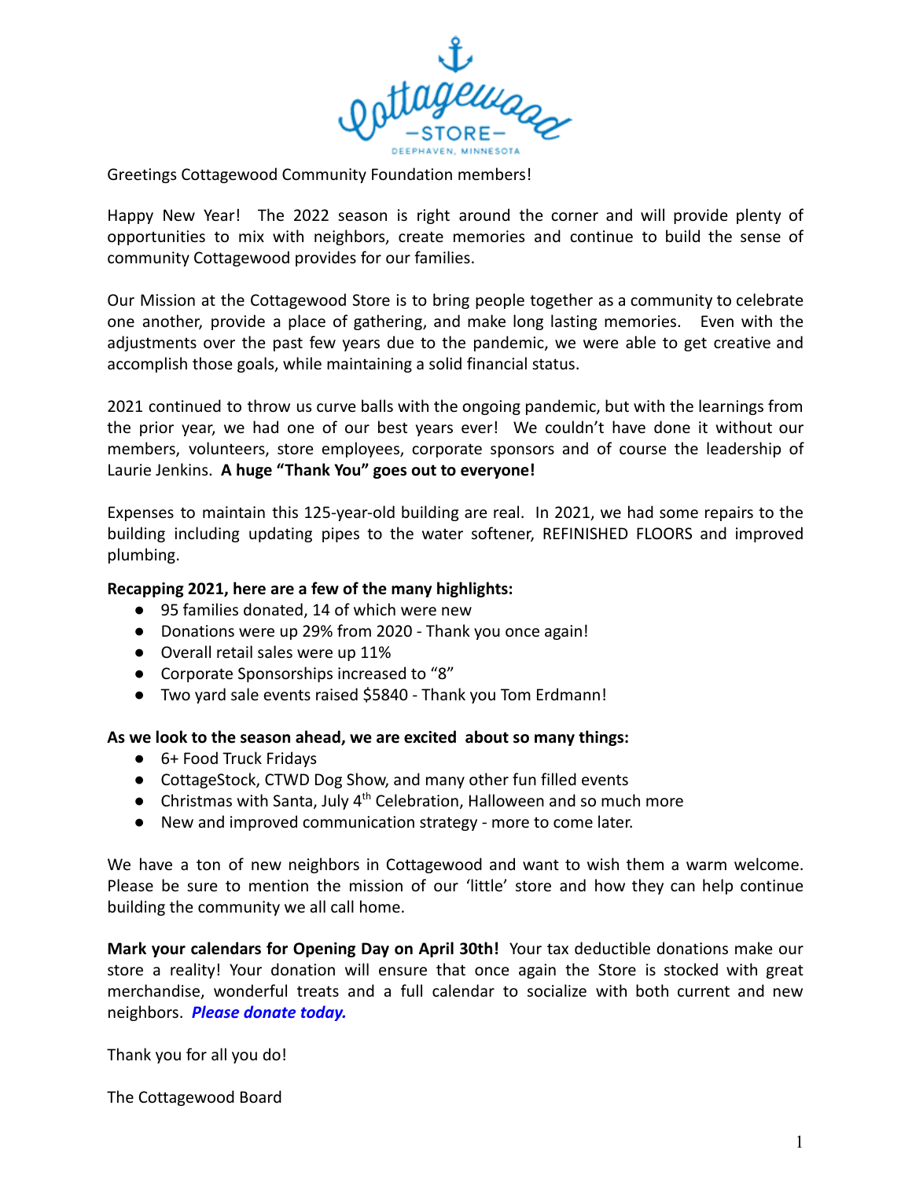Greetings Cottagewood Community Foundation members!

Happy New Year! The 2022 season is right around the corner and will provide plenty of opportunities to mix with neighbors, create memories and continue to build the sense of community Cottagewood provides for our families.

Our Mission at the Cottagewood Store is to bring people together as a community to celebrate one another, provide a place of gathering, and make long lasting memories. Even with the adjustments over the past few years due to the pandemic, we were able to get creative and accomplish those goals, while maintaining a solid financial status.

2021 continued to throw us curve balls with the ongoing pandemic, but with the learnings from the prior year, we had one of our best years ever! We couldn't have done it without our members, volunteers, store employees, corporate sponsors and of course the leadership of Laurie Jenkins. **A huge "Thank You" goes out to everyone!**

Expenses to maintain this 125-year-old building are real. In 2021, we had some repairs to the building including updating pipes to the water softener, REFINISHED FLOORS and improved plumbing.

**Recapping 2021, here are a few of the many highlights:**

- 95 families donated, 14 of which were new
- Donations were up 29% from 2020 - Thank you once again!
- Overall retail sales were up 11%
- Corporate Sponsorships increased to "8"
- Two yard sale events raised $5840 - Thank you Tom Erdmann!

**As we look to the season ahead, we are excited about so many things:**

- 6+ Food Truck Fridays
- CottageStock, CTWD Dog Show, and many other fun filled events
- Christmas with Santa, July 4th Celebration, Halloween and so much more
- New and improved communication strategy - more to come later.

We have a ton of new neighbors in Cottagewood and want to wish them a warm welcome. Please be sure to mention the mission of our 'little' store and how they can help continue building the community we all call home.

**Mark your calendars for Opening Day on April 30th!** Your tax deductible donations make our store a reality! Your donation will ensure that once again the Store is stocked with great merchandise, wonderful treats and a full calendar to socialize with both current and new neighbors. ***Please donate today.***

Thank you for all you do!

The Cottagewood Board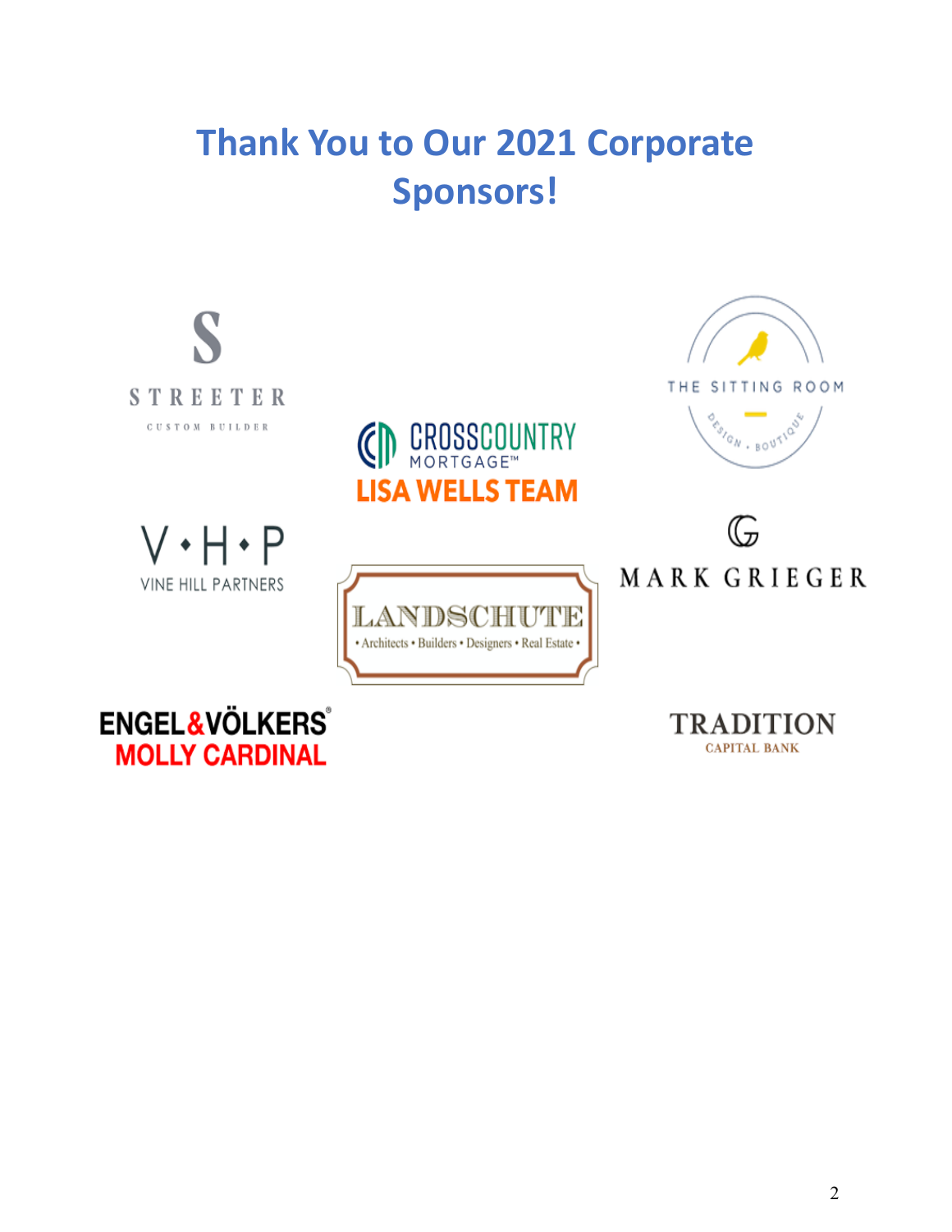# Thank You to Our 2021 Corporate Sponsors!

S
STREETER
CUSTOM BUILDER

CROSSCOUNTRY MORTGAGE™
LISA WELLS TEAM

THE SITTING ROOM
DESIGN • BOUTIQUE

V • H • P
VINE HILL PARTNERS

LANDSCHUTE
• Architects • Builders • Designers • Real Estate •

G
MARK GRIEGER

ENGEL&VÖLKERS®
MOLLY CARDINAL

TRADITION
CAPITAL BANK